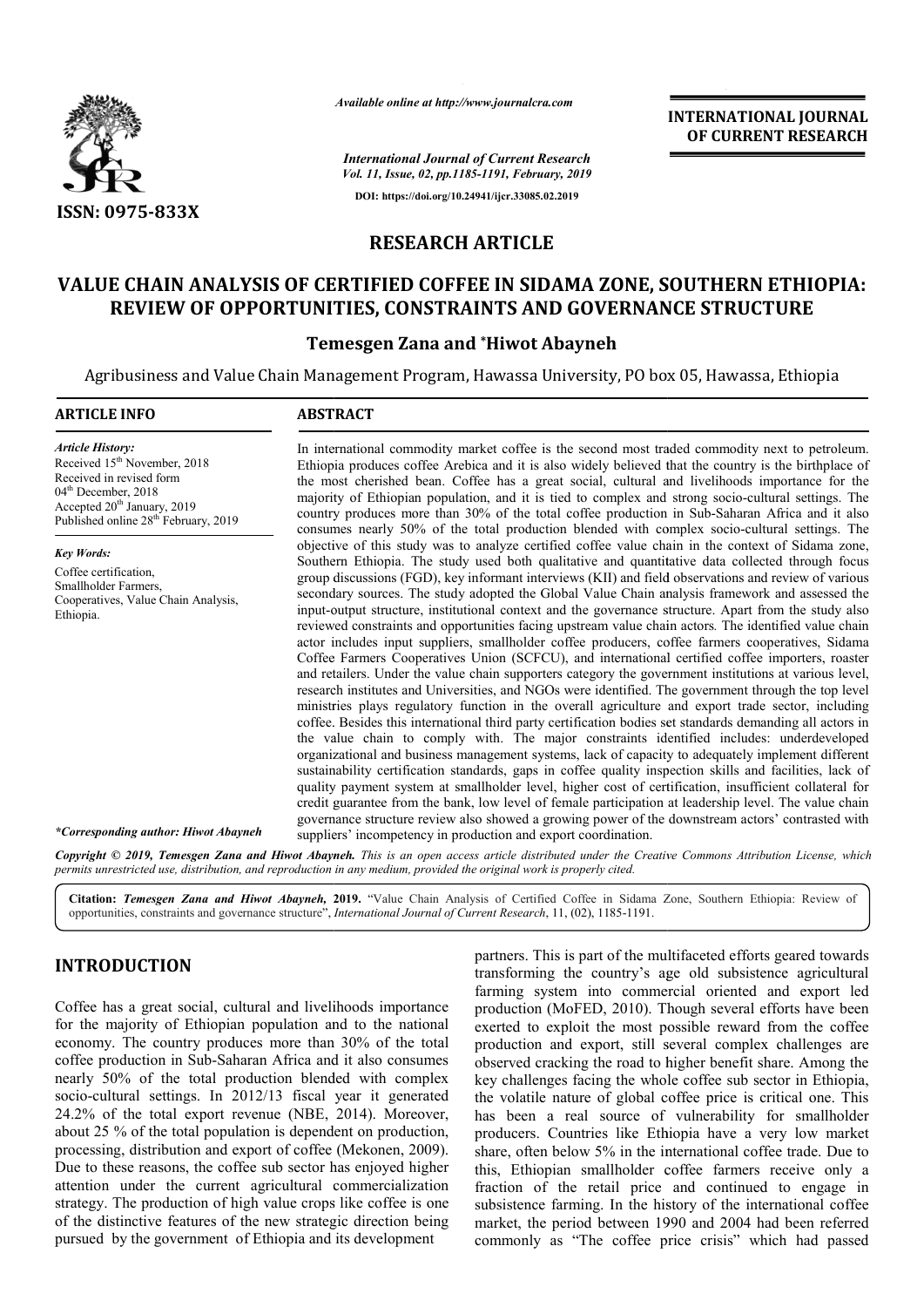*Available online at http://www.journalcra.com*

*International Journal of Current Research*
*Vol. 11, Issue, 02, pp.1185-1191, February, 2019*

**DOI: https://doi.org/10.24941/ijcr.33085.02.2019**

**INTERNATIONAL JOURNAL OF CURRENT RESEARCH**

**ISSN: 0975-833X**

# RESEARCH ARTICLE

# VALUE CHAIN ANALYSIS OF CERTIFIED COFFEE IN SIDAMA ZONE, SOUTHERN ETHIOPIA: REVIEW OF OPPORTUNITIES, CONSTRAINTS AND GOVERNANCE STRUCTURE

**Temesgen Zana and *Hiwot Abayneh**

Agribusiness and Value Chain Management Program, Hawassa University, PO box 05, Hawassa, Ethiopia

**ARTICLE INFO**

*Article History:*
Received 15th November, 2018
Received in revised form
04th December, 2018
Accepted 20th January, 2019
Published online 28th February, 2019

*Key Words:*
Coffee certification,
Smallholder Farmers,
Cooperatives, Value Chain Analysis,
Ethiopia.

**\*Corresponding author: Hiwot Abayneh**

**ABSTRACT**

In international commodity market coffee is the second most traded commodity next to petroleum. Ethiopia produces coffee Arebica and it is also widely believed that the country is the birthplace of the most cherished bean. Coffee has a great social, cultural and livelihoods importance for the majority of Ethiopian population, and it is tied to complex and strong socio-cultural settings. The country produces more than 30% of the total coffee production in Sub-Saharan Africa and it also consumes nearly 50% of the total production blended with complex socio-cultural settings. The objective of this study was to analyze certified coffee value chain in the context of Sidama zone, Southern Ethiopia. The study used both qualitative and quantitative data collected through focus group discussions (FGD), key informant interviews (KII) and field observations and review of various secondary sources. The study adopted the Global Value Chain analysis framework and assessed the input-output structure, institutional context and the governance structure. Apart from the study also reviewed constraints and opportunities facing upstream value chain actors. The identified value chain actor includes input suppliers, smallholder coffee producers, coffee farmers cooperatives, Sidama Coffee Farmers Cooperatives Union (SCFCU), and international certified coffee importers, roaster and retailers. Under the value chain supporters category the government institutions at various level, research institutes and Universities, and NGOs were identified. The government through the top level ministries plays regulatory function in the overall agriculture and export trade sector, including coffee. Besides this international third party certification bodies set standards demanding all actors in the value chain to comply with. The major constraints identified includes: underdeveloped organizational and business management systems, lack of capacity to adequately implement different sustainability certification standards, gaps in coffee quality inspection skills and facilities, lack of quality payment system at smallholder level, higher cost of certification, insufficient collateral for credit guarantee from the bank, low level of female participation at leadership level. The value chain governance structure review also showed a growing power of the downstream actors' contrasted with suppliers' incompetency in production and export coordination.

**Copyright © 2019, Temesgen Zana and Hiwot Abayneh.** *This is an open access article distributed under the Creative Commons Attribution License, which permits unrestricted use, distribution, and reproduction in any medium, provided the original work is properly cited.*

**Citation:** ***Temesgen Zana and Hiwot Abayneh,*** **2019.** "Value Chain Analysis of Certified Coffee in Sidama Zone, Southern Ethiopia: Review of opportunities, constraints and governance structure", *International Journal of Current Research*, 11, (02), 1185-1191.

## INTRODUCTION

Coffee has a great social, cultural and livelihoods importance for the majority of Ethiopian population and to the national economy. The country produces more than 30% of the total coffee production in Sub-Saharan Africa and it also consumes nearly 50% of the total production blended with complex socio-cultural settings. In 2012/13 fiscal year it generated 24.2% of the total export revenue (NBE, 2014). Moreover, about 25 % of the total population is dependent on production, processing, distribution and export of coffee (Mekonen, 2009). Due to these reasons, the coffee sub sector has enjoyed higher attention under the current agricultural commercialization strategy. The production of high value crops like coffee is one of the distinctive features of the new strategic direction being pursued by the government of Ethiopia and its development partners. This is part of the multifaceted efforts geared towards transforming the country's age old subsistence agricultural farming system into commercial oriented and export led production (MoFED, 2010). Though several efforts have been exerted to exploit the most possible reward from the coffee production and export, still several complex challenges are observed cracking the road to higher benefit share. Among the key challenges facing the whole coffee sub sector in Ethiopia, the volatile nature of global coffee price is critical one. This has been a real source of vulnerability for smallholder producers. Countries like Ethiopia have a very low market share, often below 5% in the international coffee trade. Due to this, Ethiopian smallholder coffee farmers receive only a fraction of the retail price and continued to engage in subsistence farming. In the history of the international coffee market, the period between 1990 and 2004 had been referred commonly as "The coffee price crisis" which had passed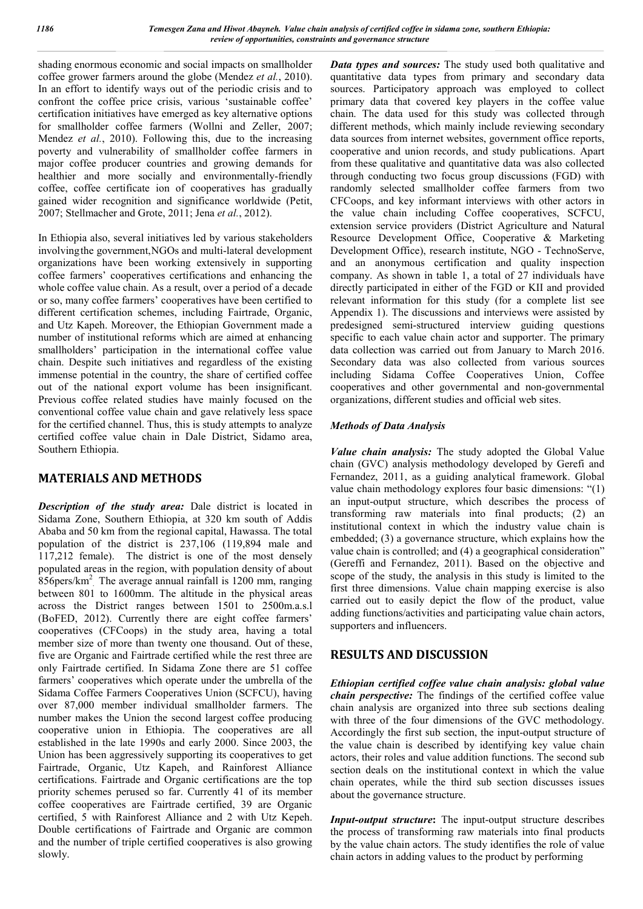shading enormous economic and social impacts on smallholder coffee grower farmers around the globe (Mendez *et al.*, 2010). In an effort to identify ways out of the periodic crisis and to confront the coffee price crisis, various 'sustainable coffee' certification initiatives have emerged as key alternative options for smallholder coffee farmers (Wollni and Zeller, 2007; Mendez *et al.*, 2010). Following this, due to the increasing poverty and vulnerability of smallholder coffee farmers in major coffee producer countries and growing demands for healthier and more socially and environmentally-friendly coffee, coffee certificate ion of cooperatives has gradually gained wider recognition and significance worldwide (Petit, 2007; Stellmacher and Grote, 2011; Jena *et al.*, 2012).

In Ethiopia also, several initiatives led by various stakeholders involvingthe government,NGOs and multi-lateral development organizations have been working extensively in supporting coffee farmers' cooperatives certifications and enhancing the whole coffee value chain. As a result, over a period of a decade or so, many coffee farmers' cooperatives have been certified to different certification schemes, including Fairtrade, Organic, and Utz Kapeh. Moreover, the Ethiopian Government made a number of institutional reforms which are aimed at enhancing smallholders' participation in the international coffee value chain. Despite such initiatives and regardless of the existing immense potential in the country, the share of certified coffee out of the national export volume has been insignificant. Previous coffee related studies have mainly focused on the conventional coffee value chain and gave relatively less space for the certified channel. Thus, this is study attempts to analyze certified coffee value chain in Dale District, Sidamo area, Southern Ethiopia.

## MATERIALS AND METHODS

***Description of the study area:*** Dale district is located in Sidama Zone, Southern Ethiopia, at 320 km south of Addis Ababa and 50 km from the regional capital, Hawassa. The total population of the district is 237,106 (119,894 male and 117,212 female). The district is one of the most densely populated areas in the region, with population density of about 856pers/km$^2$. The average annual rainfall is 1200 mm, ranging between 801 to 1600mm. The altitude in the physical areas across the District ranges between 1501 to 2500m.a.s.l (BoFED, 2012). Currently there are eight coffee farmers' cooperatives (CFCoops) in the study area, having a total member size of more than twenty one thousand. Out of these, five are Organic and Fairtrade certified while the rest three are only Fairtrade certified. In Sidama Zone there are 51 coffee farmers' cooperatives which operate under the umbrella of the Sidama Coffee Farmers Cooperatives Union (SCFCU), having over 87,000 member individual smallholder farmers. The number makes the Union the second largest coffee producing cooperative union in Ethiopia. The cooperatives are all established in the late 1990s and early 2000. Since 2003, the Union has been aggressively supporting its cooperatives to get Fairtrade, Organic, Utz Kapeh, and Rainforest Alliance certifications. Fairtrade and Organic certifications are the top priority schemes perused so far. Currently 41 of its member coffee cooperatives are Fairtrade certified, 39 are Organic certified, 5 with Rainforest Alliance and 2 with Utz Kepeh. Double certifications of Fairtrade and Organic are common and the number of triple certified cooperatives is also growing slowly.

***Data types and sources:*** The study used both qualitative and quantitative data types from primary and secondary data sources. Participatory approach was employed to collect primary data that covered key players in the coffee value chain. The data used for this study was collected through different methods, which mainly include reviewing secondary data sources from internet websites, government office reports, cooperative and union records, and study publications. Apart from these qualitative and quantitative data was also collected through conducting two focus group discussions (FGD) with randomly selected smallholder coffee farmers from two CFCoops, and key informant interviews with other actors in the value chain including Coffee cooperatives, SCFCU, extension service providers (District Agriculture and Natural Resource Development Office, Cooperative & Marketing Development Office), research institute, NGO - TechnoServe, and an anonymous certification and quality inspection company. As shown in table 1, a total of 27 individuals have directly participated in either of the FGD or KII and provided relevant information for this study (for a complete list see Appendix 1). The discussions and interviews were assisted by predesigned semi-structured interview guiding questions specific to each value chain actor and supporter. The primary data collection was carried out from January to March 2016. Secondary data was also collected from various sources including Sidama Coffee Cooperatives Union, Coffee cooperatives and other governmental and non-governmental organizations, different studies and official web sites.

### *Methods of Data Analysis*

***Value chain analysis:*** The study adopted the Global Value chain (GVC) analysis methodology developed by Gerefi and Fernandez, 2011, as a guiding analytical framework. Global value chain methodology explores four basic dimensions: "(1) an input-output structure, which describes the process of transforming raw materials into final products; (2) an institutional context in which the industry value chain is embedded; (3) a governance structure, which explains how the value chain is controlled; and (4) a geographical consideration" (Gereffi and Fernandez, 2011). Based on the objective and scope of the study, the analysis in this study is limited to the first three dimensions. Value chain mapping exercise is also carried out to easily depict the flow of the product, value adding functions/activities and participating value chain actors, supporters and influencers.

## RESULTS AND DISCUSSION

***Ethiopian certified coffee value chain analysis: global value chain perspective:*** The findings of the certified coffee value chain analysis are organized into three sub sections dealing with three of the four dimensions of the GVC methodology. Accordingly the first sub section, the input-output structure of the value chain is described by identifying key value chain actors, their roles and value addition functions. The second sub section deals on the institutional context in which the value chain operates, while the third sub section discusses issues about the governance structure.

***Input-output structure*:** The input-output structure describes the process of transforming raw materials into final products by the value chain actors. The study identifies the role of value chain actors in adding values to the product by performing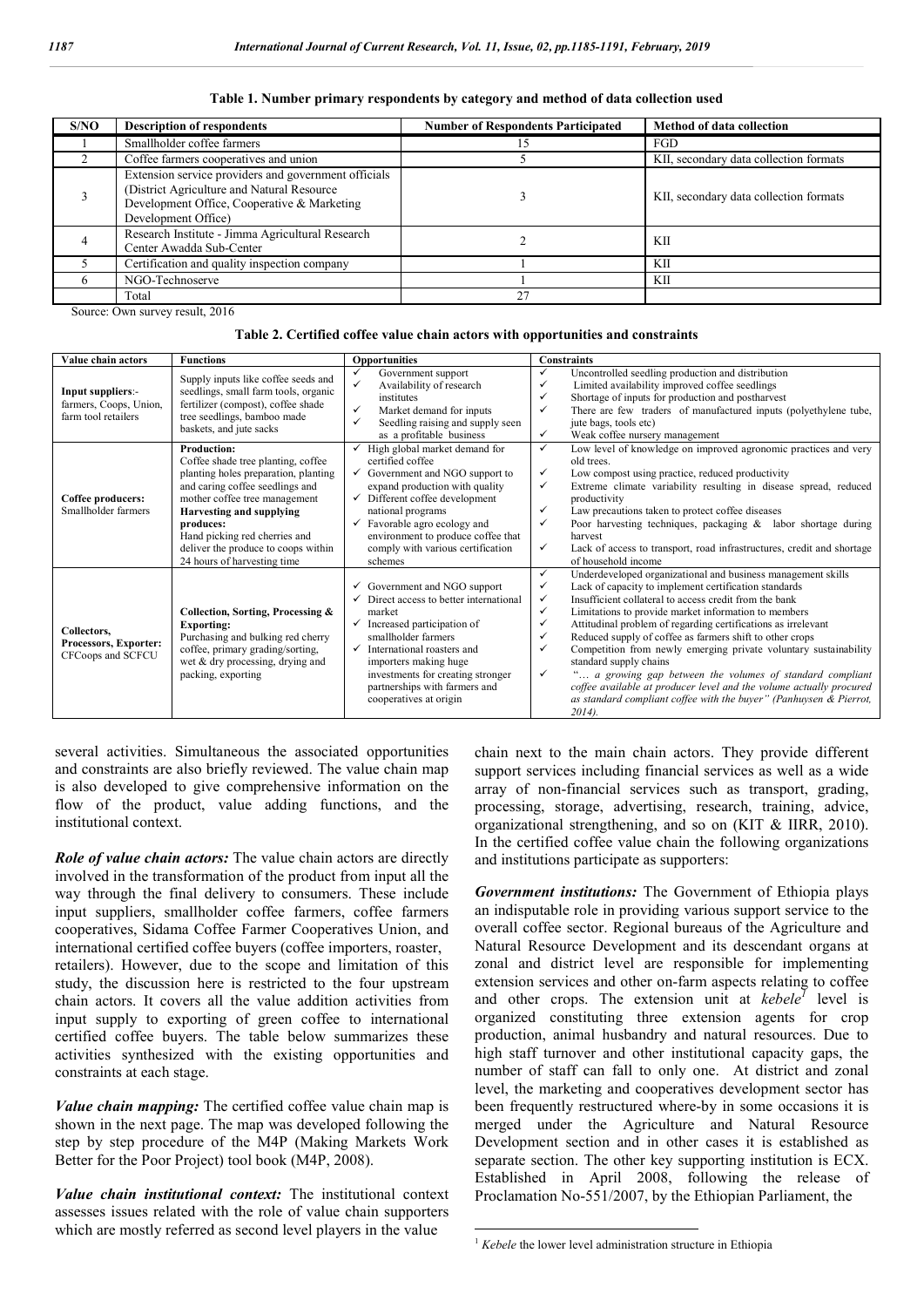**Table 1. Number primary respondents by category and method of data collection used**

| S/NO | Description of respondents | Number of Respondents Participated | Method of data collection |
|---|---|---|---|
| 1 | Smallholder coffee farmers | 15 | FGD |
| 2 | Coffee farmers cooperatives and union | 5 | KII, secondary data collection formats |
| 3 | Extension service providers and government officials (District Agriculture and Natural Resource Development Office, Cooperative & Marketing Development Office) | 3 | KII, secondary data collection formats |
| 4 | Research Institute - Jimma Agricultural Research Center Awadda Sub-Center | 2 | KII |
| 5 | Certification and quality inspection company | 1 | KII |
| 6 | NGO-Technoserve | 1 | KII |
| | Total | 27 | |

Source: Own survey result, 2016

**Table 2. Certified coffee value chain actors with opportunities and constraints**

| Value chain actors | Functions | Opportunities | Constraints |
|---|---|---|---|
| **Input suppliers**:- farmers, Coops, Union, farm tool retailers | Supply inputs like coffee seeds and seedlings, small farm tools, organic fertilizer (compost), coffee shade tree seedlings, bamboo made baskets, and jute sacks | ✓ Government support<br>✓ Availability of research institutes<br>✓ Market demand for inputs<br>✓ Seedling raising and supply seen as a profitable business | ✓ Uncontrolled seedling production and distribution<br>✓ Limited availability improved coffee seedlings<br>✓ Shortage of inputs for production and postharvest<br>✓ There are few traders of manufactured inputs (polyethylene tube, jute bags, tools etc)<br>✓ Weak coffee nursery management |
| **Coffee producers:** Smallholder farmers | **Production:** Coffee shade tree planting, coffee planting holes preparation, planting and caring coffee seedlings and mother coffee tree management **Harvesting and supplying produces:** Hand picking red cherries and deliver the produce to coops within 24 hours of harvesting time | ✓ High global market demand for certified coffee<br>✓ Government and NGO support to expand production with quality<br>✓ Different coffee development national programs<br>✓ Favorable agro ecology and environment to produce coffee that comply with various certification schemes | ✓ Low level of knowledge on improved agronomic practices and very old trees.<br>✓ Low compost using practice, reduced productivity<br>✓ Extreme climate variability resulting in disease spread, reduced productivity<br>✓ Law precautions taken to protect coffee diseases<br>✓ Poor harvesting techniques, packaging & labor shortage during harvest<br>✓ Lack of access to transport, road infrastructures, credit and shortage of household income |
| **Collectors, Processors, Exporter:** CFCoops and SCFCU | **Collection, Sorting, Processing & Exporting:** Purchasing and bulking red cherry coffee, primary grading/sorting, wet & dry processing, drying and packing, exporting | ✓ Government and NGO support<br>✓ Direct access to better international market<br>✓ Increased participation of smallholder farmers<br>✓ International roasters and importers making huge investments for creating stronger partnerships with farmers and cooperatives at origin | ✓ Underdeveloped organizational and business management skills<br>✓ Lack of capacity to implement certification standards<br>✓ Insufficient collateral to access credit from the bank<br>✓ Limitations to provide market information to members<br>✓ Attitudinal problem of regarding certifications as irrelevant<br>✓ Reduced supply of coffee as farmers shift to other crops<br>✓ Competition from newly emerging private voluntary sustainability standard supply chains<br>✓ *"… a growing gap between the volumes of standard compliant coffee available at producer level and the volume actually procured as standard compliant coffee with the buyer" (Panhuysen & Pierrot, 2014).* |

several activities. Simultaneous the associated opportunities and constraints are also briefly reviewed. The value chain map is also developed to give comprehensive information on the flow of the product, value adding functions, and the institutional context.

***Role of value chain actors:*** The value chain actors are directly involved in the transformation of the product from input all the way through the final delivery to consumers. These include input suppliers, smallholder coffee farmers, coffee farmers cooperatives, Sidama Coffee Farmer Cooperatives Union, and international certified coffee buyers (coffee importers, roaster, retailers). However, due to the scope and limitation of this study, the discussion here is restricted to the four upstream chain actors. It covers all the value addition activities from input supply to exporting of green coffee to international certified coffee buyers. The table below summarizes these activities synthesized with the existing opportunities and constraints at each stage.

***Value chain mapping:*** The certified coffee value chain map is shown in the next page. The map was developed following the step by step procedure of the M4P (Making Markets Work Better for the Poor Project) tool book (M4P, 2008).

***Value chain institutional context:*** The institutional context assesses issues related with the role of value chain supporters which are mostly referred as second level players in the value chain next to the main chain actors. They provide different support services including financial services as well as a wide array of non-financial services such as transport, grading, processing, storage, advertising, research, training, advice, organizational strengthening, and so on (KIT & IIRR, 2010). In the certified coffee value chain the following organizations and institutions participate as supporters:

***Government institutions:*** The Government of Ethiopia plays an indisputable role in providing various support service to the overall coffee sector. Regional bureaus of the Agriculture and Natural Resource Development and its descendant organs at zonal and district level are responsible for implementing extension services and other on-farm aspects relating to coffee and other crops. The extension unit at *kebele*[1] level is organized constituting three extension agents for crop production, animal husbandry and natural resources. Due to high staff turnover and other institutional capacity gaps, the number of staff can fall to only one. At district and zonal level, the marketing and cooperatives development sector has been frequently restructured where-by in some occasions it is merged under the Agriculture and Natural Resource Development section and in other cases it is established as separate section. The other key supporting institution is ECX. Established in April 2008, following the release of Proclamation No-551/2007, by the Ethiopian Parliament, the

[1] *Kebele* the lower level administration structure in Ethiopia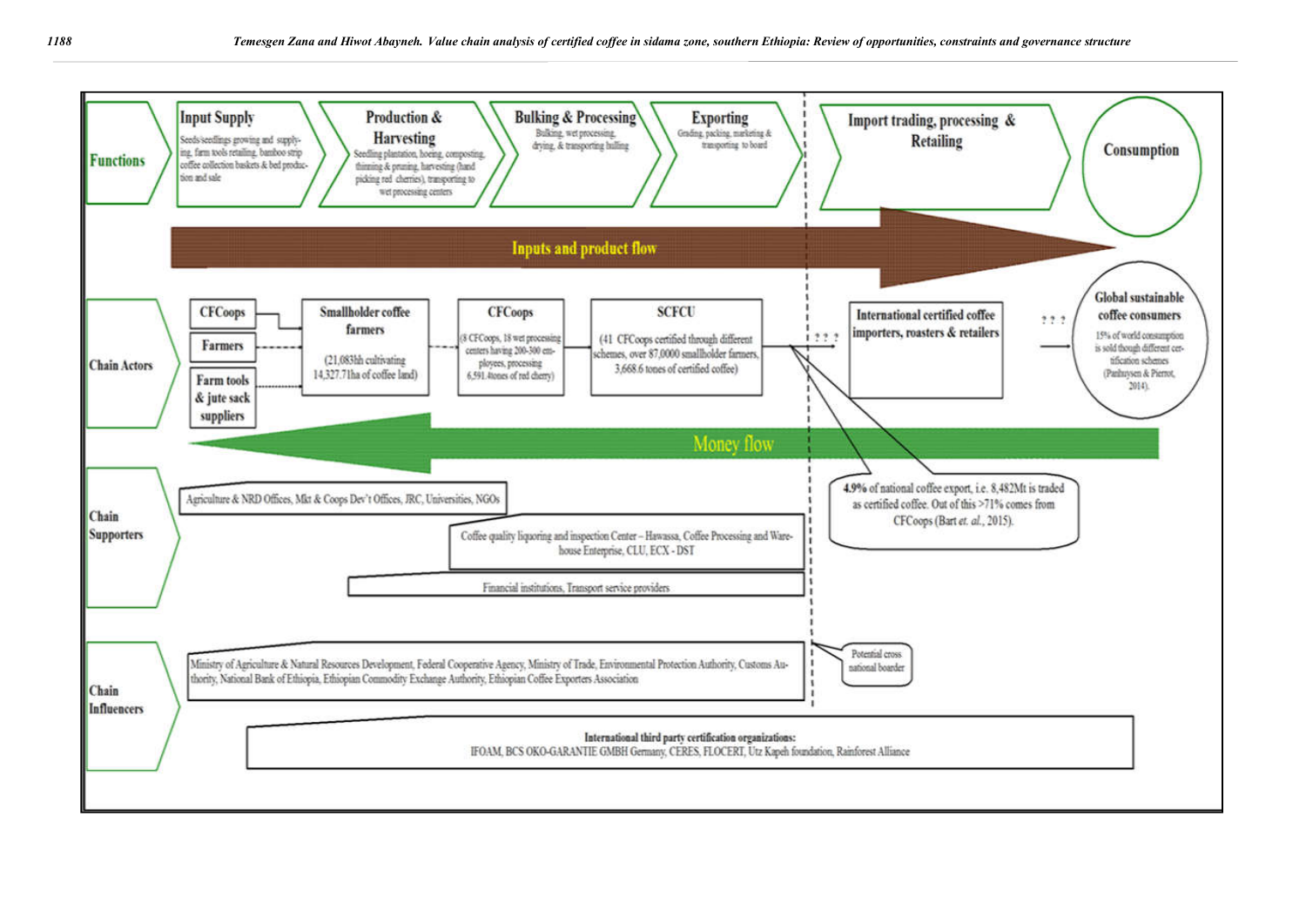| | | | | | | |
|---|---|---|---|---|---|---|
| **Functions** | **Input Supply** Seeds/seedlings growing and supplying, farm tools retailing, bamboo strip coffee collection baskets & bed production and sale | **Production & Harvesting** Seedling plantation, hoeing, composting, thinning & pruning, harvesting (hand picking red cherries), transporting to wet processing centers | **Bulking & Processing** Bulking, wet processing, drying, & transporting hulling | **Exporting** Grading, packing, marketing & transporting to board | **Import trading, processing & Retailing** | **Consumption** |

**Inputs and product flow** →

| | | | | | | |
|---|---|---|---|---|---|---|
| **Chain Actors** | **CFCoops**; **Farmers**; **Farm tools & jute sack suppliers** | **Smallholder coffee farmers** (21,083hh cultivating 14,327.71ha of coffee land) | **CFCoops** (8 CFCoops, 18 wet processing centers having 200-300 employees, processing 6,591.4tones of red cherry) | **SCFCU** (41 CFCoops certified through different schemes, over 87,0000 smallholder farmers, 3,668.6 tones of certified coffee) ? ? ? | **International certified coffee importers, roasters & retailers** ? ? ? | **Global sustainable coffee consumers** 15% of world consumption is sold though different certification schemes (Panhuysen & Pierrot, 2014). |

← **Money flow**

4.9% of national coffee export, i.e. 8,482Mt is traded as certified coffee. Out of this >71% comes from CFCoops (Bart *et. al.*, 2015).

**Chain Supporters**

- Agriculture & NRD Offices, Mkt & Coops Dev't Offices, JRC, Universities, NGOs
- Coffee quality liquoring and inspection Center – Hawassa, Coffee Processing and Warehouse Enterprise, CLU, ECX - DST
- Financial institutions, Transport service providers

**Chain Influencers**

- Ministry of Agriculture & Natural Resources Development, Federal Cooperative Agency, Ministry of Trade, Environmental Protection Authority, Customs Authority, National Bank of Ethiopia, Ethiopian Commodity Exchange Authority, Ethiopian Coffee Exporters Association
- Potential cross national boarder
- **International third party certification organizations:** IFOAM, BCS OKO-GARANTIE GMBH Germany, CERES, FLOCERT, Utz Kapeh foundation, Rainforest Alliance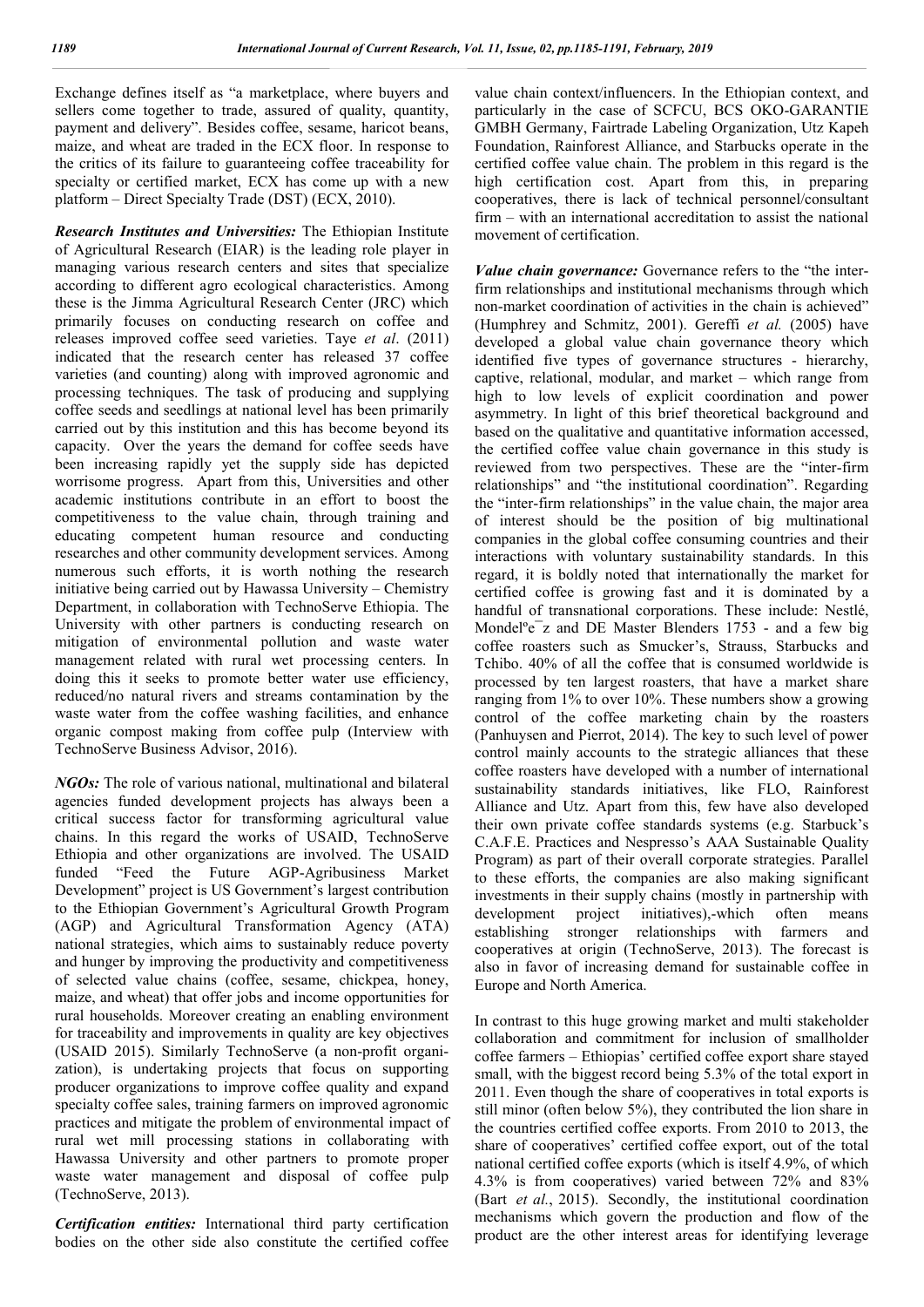Exchange defines itself as "a marketplace, where buyers and sellers come together to trade, assured of quality, quantity, payment and delivery". Besides coffee, sesame, haricot beans, maize, and wheat are traded in the ECX floor. In response to the critics of its failure to guaranteeing coffee traceability for specialty or certified market, ECX has come up with a new platform – Direct Specialty Trade (DST) (ECX, 2010).

***Research Institutes and Universities:*** The Ethiopian Institute of Agricultural Research (EIAR) is the leading role player in managing various research centers and sites that specialize according to different agro ecological characteristics. Among these is the Jimma Agricultural Research Center (JRC) which primarily focuses on conducting research on coffee and releases improved coffee seed varieties. Taye *et al*. (2011) indicated that the research center has released 37 coffee varieties (and counting) along with improved agronomic and processing techniques. The task of producing and supplying coffee seeds and seedlings at national level has been primarily carried out by this institution and this has become beyond its capacity. Over the years the demand for coffee seeds have been increasing rapidly yet the supply side has depicted worrisome progress. Apart from this, Universities and other academic institutions contribute in an effort to boost the competitiveness to the value chain, through training and educating competent human resource and conducting researches and other community development services. Among numerous such efforts, it is worth nothing the research initiative being carried out by Hawassa University – Chemistry Department, in collaboration with TechnoServe Ethiopia. The University with other partners is conducting research on mitigation of environmental pollution and waste water management related with rural wet processing centers. In doing this it seeks to promote better water use efficiency, reduced/no natural rivers and streams contamination by the waste water from the coffee washing facilities, and enhance organic compost making from coffee pulp (Interview with TechnoServe Business Advisor, 2016).

***NGOs:*** The role of various national, multinational and bilateral agencies funded development projects has always been a critical success factor for transforming agricultural value chains. In this regard the works of USAID, TechnoServe Ethiopia and other organizations are involved. The USAID funded "Feed the Future AGP-Agribusiness Market Development" project is US Government's largest contribution to the Ethiopian Government's Agricultural Growth Program (AGP) and Agricultural Transformation Agency (ATA) national strategies, which aims to sustainably reduce poverty and hunger by improving the productivity and competitiveness of selected value chains (coffee, sesame, chickpea, honey, maize, and wheat) that offer jobs and income opportunities for rural households. Moreover creating an enabling environment for traceability and improvements in quality are key objectives (USAID 2015). Similarly TechnoServe (a non-profit organization), is undertaking projects that focus on supporting producer organizations to improve coffee quality and expand specialty coffee sales, training farmers on improved agronomic practices and mitigate the problem of environmental impact of rural wet mill processing stations in collaborating with Hawassa University and other partners to promote proper waste water management and disposal of coffee pulp (TechnoServe, 2013).

***Certification entities:*** International third party certification bodies on the other side also constitute the certified coffee value chain context/influencers. In the Ethiopian context, and particularly in the case of SCFCU, BCS OKO-GARANTIE GMBH Germany, Fairtrade Labeling Organization, Utz Kapeh Foundation, Rainforest Alliance, and Starbucks operate in the certified coffee value chain. The problem in this regard is the high certification cost. Apart from this, in preparing cooperatives, there is lack of technical personnel/consultant firm – with an international accreditation to assist the national movement of certification.

***Value chain governance:*** Governance refers to the "the inter-firm relationships and institutional mechanisms through which non-market coordination of activities in the chain is achieved" (Humphrey and Schmitz, 2001). Gereffi *et al.* (2005) have developed a global value chain governance theory which identified five types of governance structures - hierarchy, captive, relational, modular, and market – which range from high to low levels of explicit coordination and power asymmetry. In light of this brief theoretical background and based on the qualitative and quantitative information accessed, the certified coffee value chain governance in this study is reviewed from two perspectives. These are the "inter-firm relationships" and "the institutional coordination". Regarding the "inter-firm relationships" in the value chain, the major area of interest should be the position of big multinational companies in the global coffee consuming countries and their interactions with voluntary sustainability standards. In this regard, it is boldly noted that internationally the market for certified coffee is growing fast and it is dominated by a handful of transnational corporations. These include: Nestlé, Mondelºe¯z and DE Master Blenders 1753 - and a few big coffee roasters such as Smucker's, Strauss, Starbucks and Tchibo. 40% of all the coffee that is consumed worldwide is processed by ten largest roasters, that have a market share ranging from 1% to over 10%. These numbers show a growing control of the coffee marketing chain by the roasters (Panhuysen and Pierrot, 2014). The key to such level of power control mainly accounts to the strategic alliances that these coffee roasters have developed with a number of international sustainability standards initiatives, like FLO, Rainforest Alliance and Utz. Apart from this, few have also developed their own private coffee standards systems (e.g. Starbuck's C.A.F.E. Practices and Nespresso's AAA Sustainable Quality Program) as part of their overall corporate strategies. Parallel to these efforts, the companies are also making significant investments in their supply chains (mostly in partnership with development project initiatives),-which often means establishing stronger relationships with farmers and cooperatives at origin (TechnoServe, 2013). The forecast is also in favor of increasing demand for sustainable coffee in Europe and North America.

In contrast to this huge growing market and multi stakeholder collaboration and commitment for inclusion of smallholder coffee farmers – Ethiopias' certified coffee export share stayed small, with the biggest record being 5.3% of the total export in 2011. Even though the share of cooperatives in total exports is still minor (often below 5%), they contributed the lion share in the countries certified coffee exports. From 2010 to 2013, the share of cooperatives' certified coffee export, out of the total national certified coffee exports (which is itself 4.9%, of which 4.3% is from cooperatives) varied between 72% and 83% (Bart *et al.*, 2015). Secondly, the institutional coordination mechanisms which govern the production and flow of the product are the other interest areas for identifying leverage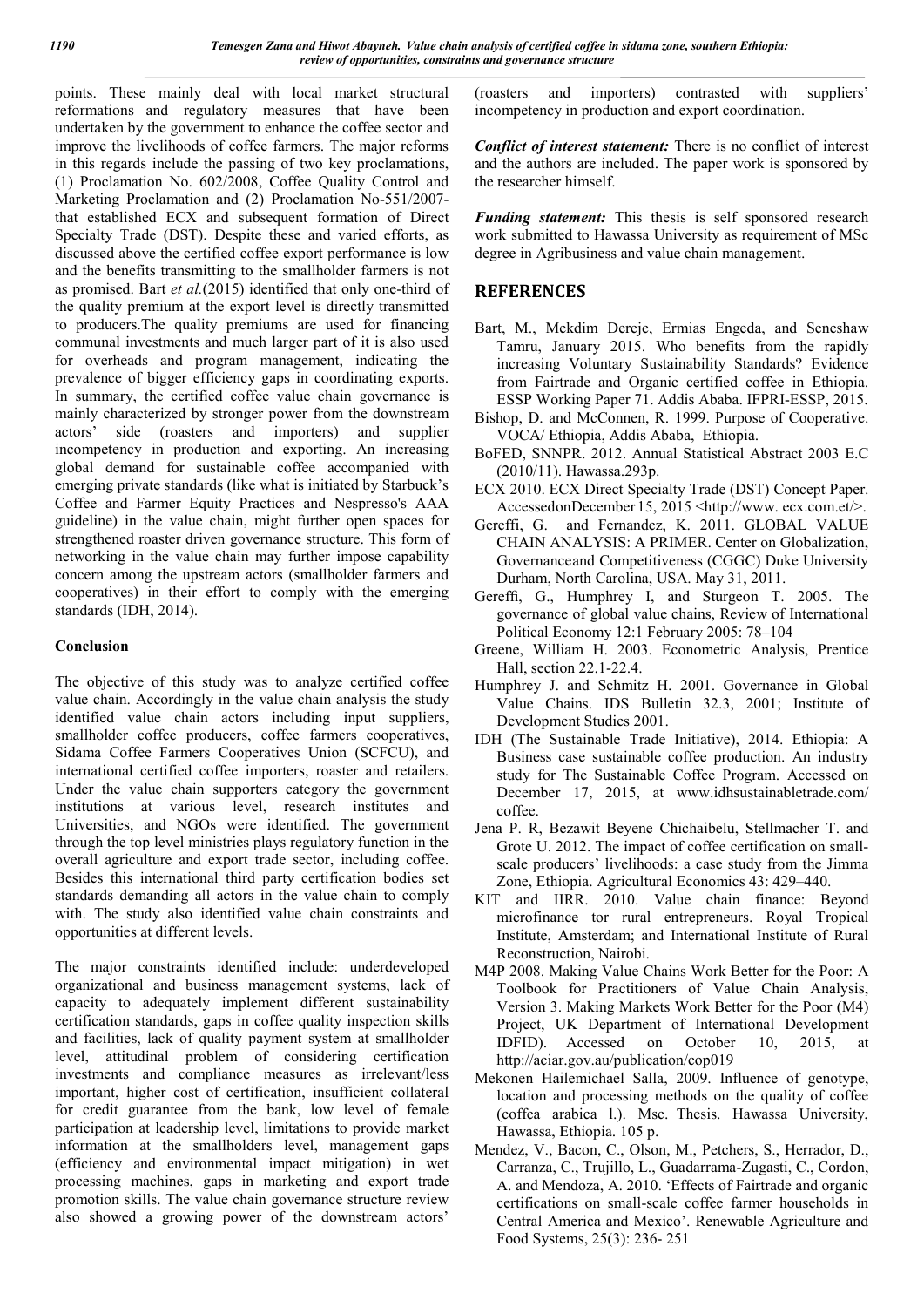points. These mainly deal with local market structural reformations and regulatory measures that have been undertaken by the government to enhance the coffee sector and improve the livelihoods of coffee farmers. The major reforms in this regards include the passing of two key proclamations, (1) Proclamation No. 602/2008, Coffee Quality Control and Marketing Proclamation and (2) Proclamation No-551/2007- that established ECX and subsequent formation of Direct Specialty Trade (DST). Despite these and varied efforts, as discussed above the certified coffee export performance is low and the benefits transmitting to the smallholder farmers is not as promised. Bart *et al.*(2015) identified that only one-third of the quality premium at the export level is directly transmitted to producers.The quality premiums are used for financing communal investments and much larger part of it is also used for overheads and program management, indicating the prevalence of bigger efficiency gaps in coordinating exports. In summary, the certified coffee value chain governance is mainly characterized by stronger power from the downstream actors' side (roasters and importers) and supplier incompetency in production and exporting. An increasing global demand for sustainable coffee accompanied with emerging private standards (like what is initiated by Starbuck's Coffee and Farmer Equity Practices and Nespresso's AAA guideline) in the value chain, might further open spaces for strengthened roaster driven governance structure. This form of networking in the value chain may further impose capability concern among the upstream actors (smallholder farmers and cooperatives) in their effort to comply with the emerging standards (IDH, 2014).

### Conclusion

The objective of this study was to analyze certified coffee value chain. Accordingly in the value chain analysis the study identified value chain actors including input suppliers, smallholder coffee producers, coffee farmers cooperatives, Sidama Coffee Farmers Cooperatives Union (SCFCU), and international certified coffee importers, roaster and retailers. Under the value chain supporters category the government institutions at various level, research institutes and Universities, and NGOs were identified. The government through the top level ministries plays regulatory function in the overall agriculture and export trade sector, including coffee. Besides this international third party certification bodies set standards demanding all actors in the value chain to comply with. The study also identified value chain constraints and opportunities at different levels.

The major constraints identified include: underdeveloped organizational and business management systems, lack of capacity to adequately implement different sustainability certification standards, gaps in coffee quality inspection skills and facilities, lack of quality payment system at smallholder level, attitudinal problem of considering certification investments and compliance measures as irrelevant/less important, higher cost of certification, insufficient collateral for credit guarantee from the bank, low level of female participation at leadership level, limitations to provide market information at the smallholders level, management gaps (efficiency and environmental impact mitigation) in wet processing machines, gaps in marketing and export trade promotion skills. The value chain governance structure review also showed a growing power of the downstream actors' (roasters and importers) contrasted with suppliers' incompetency in production and export coordination.

***Conflict of interest statement:*** There is no conflict of interest and the authors are included. The paper work is sponsored by the researcher himself.

***Funding statement:*** This thesis is self sponsored research work submitted to Hawassa University as requirement of MSc degree in Agribusiness and value chain management.

## REFERENCES

Bart, M., Mekdim Dereje, Ermias Engeda, and Seneshaw Tamru, January 2015. Who benefits from the rapidly increasing Voluntary Sustainability Standards? Evidence from Fairtrade and Organic certified coffee in Ethiopia. ESSP Working Paper 71. Addis Ababa. IFPRI-ESSP, 2015.

Bishop, D. and McConnen, R. 1999. Purpose of Cooperative. VOCA/ Ethiopia, Addis Ababa, Ethiopia.

BoFED, SNNPR. 2012. Annual Statistical Abstract 2003 E.C (2010/11). Hawassa.293p.

ECX 2010. ECX Direct Specialty Trade (DST) Concept Paper. AccessedonDecember15, 2015 <http://www. ecx.com.et/>.

Gereffi, G. and Fernandez, K. 2011. GLOBAL VALUE CHAIN ANALYSIS: A PRIMER. Center on Globalization, Governanceand Competitiveness (CGGC) Duke University Durham, North Carolina, USA. May 31, 2011.

Gereffi, G., Humphrey I, and Sturgeon T. 2005. The governance of global value chains, Review of International Political Economy 12:1 February 2005: 78–104

Greene, William H. 2003. Econometric Analysis, Prentice Hall, section 22.1-22.4.

Humphrey J. and Schmitz H. 2001. Governance in Global Value Chains. IDS Bulletin 32.3, 2001; Institute of Development Studies 2001.

IDH (The Sustainable Trade Initiative), 2014. Ethiopia: A Business case sustainable coffee production. An industry study for The Sustainable Coffee Program. Accessed on December 17, 2015, at www.idhsustainabletrade.com/ coffee.

Jena P. R, Bezawit Beyene Chichaibelu, Stellmacher T. and Grote U. 2012. The impact of coffee certification on small-scale producers' livelihoods: a case study from the Jimma Zone, Ethiopia. Agricultural Economics 43: 429–440.

KIT and IIRR. 2010. Value chain finance: Beyond microfinance tor rural entrepreneurs. Royal Tropical Institute, Amsterdam; and International Institute of Rural Reconstruction, Nairobi.

M4P 2008. Making Value Chains Work Better for the Poor: A Toolbook for Practitioners of Value Chain Analysis, Version 3. Making Markets Work Better for the Poor (M4) Project, UK Department of International Development IDFID). Accessed on October 10, 2015, at http://aciar.gov.au/publication/cop019

Mekonen Hailemichael Salla, 2009. Influence of genotype, location and processing methods on the quality of coffee (coffea arabica l.). Msc. Thesis. Hawassa University, Hawassa, Ethiopia. 105 p.

Mendez, V., Bacon, C., Olson, M., Petchers, S., Herrador, D., Carranza, C., Trujillo, L., Guadarrama-Zugasti, C., Cordon, A. and Mendoza, A. 2010. 'Effects of Fairtrade and organic certifications on small-scale coffee farmer households in Central America and Mexico'. Renewable Agriculture and Food Systems, 25(3): 236- 251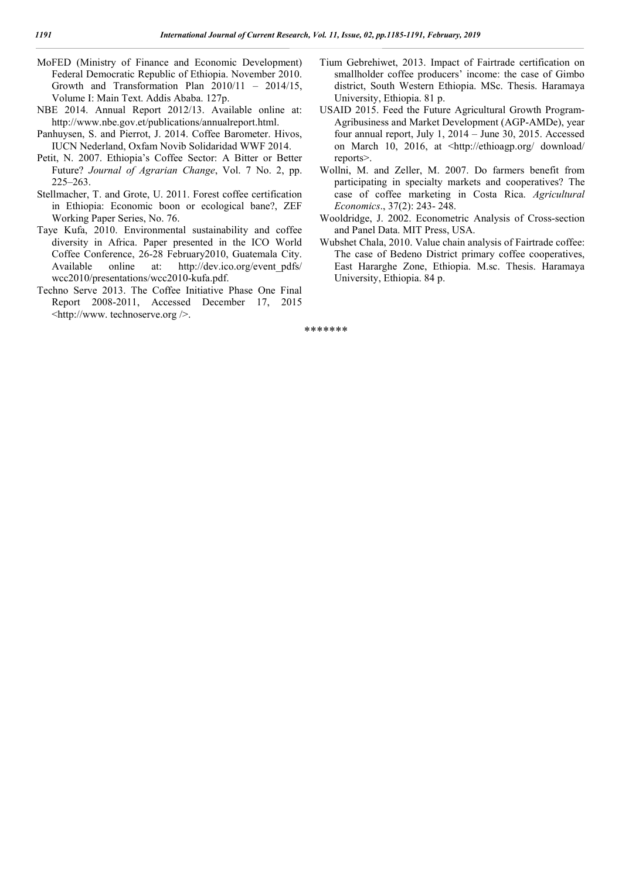MoFED (Ministry of Finance and Economic Development) Federal Democratic Republic of Ethiopia. November 2010. Growth and Transformation Plan 2010/11 – 2014/15, Volume I: Main Text. Addis Ababa. 127p.

NBE 2014. Annual Report 2012/13. Available online at: http://www.nbe.gov.et/publications/annualreport.html.

Panhuysen, S. and Pierrot, J. 2014. Coffee Barometer. Hivos, IUCN Nederland, Oxfam Novib Solidaridad WWF 2014.

Petit, N. 2007. Ethiopia's Coffee Sector: A Bitter or Better Future? *Journal of Agrarian Change*, Vol. 7 No. 2, pp. 225–263.

Stellmacher, T. and Grote, U. 2011. Forest coffee certification in Ethiopia: Economic boon or ecological bane?, ZEF Working Paper Series, No. 76.

Taye Kufa, 2010. Environmental sustainability and coffee diversity in Africa. Paper presented in the ICO World Coffee Conference, 26-28 February2010, Guatemala City. Available online at: http://dev.ico.org/event_pdfs/wcc2010/presentations/wcc2010-kufa.pdf.

Techno Serve 2013. The Coffee Initiative Phase One Final Report 2008-2011, Accessed December 17, 2015 <http://www. technoserve.org />.

Tium Gebrehiwet, 2013. Impact of Fairtrade certification on smallholder coffee producers' income: the case of Gimbo district, South Western Ethiopia. MSc. Thesis. Haramaya University, Ethiopia. 81 p.

USAID 2015. Feed the Future Agricultural Growth Program-Agribusiness and Market Development (AGP-AMDe), year four annual report, July 1, 2014 – June 30, 2015. Accessed on March 10, 2016, at <http://ethioagp.org/ download/reports>.

Wollni, M. and Zeller, M. 2007. Do farmers benefit from participating in specialty markets and cooperatives? The case of coffee marketing in Costa Rica. *Agricultural Economics*., 37(2): 243- 248.

Wooldridge, J. 2002. Econometric Analysis of Cross-section and Panel Data. MIT Press, USA.

Wubshet Chala, 2010. Value chain analysis of Fairtrade coffee: The case of Bedeno District primary coffee cooperatives, East Hararghe Zone, Ethiopia. M.sc. Thesis. Haramaya University, Ethiopia. 84 p.

*******